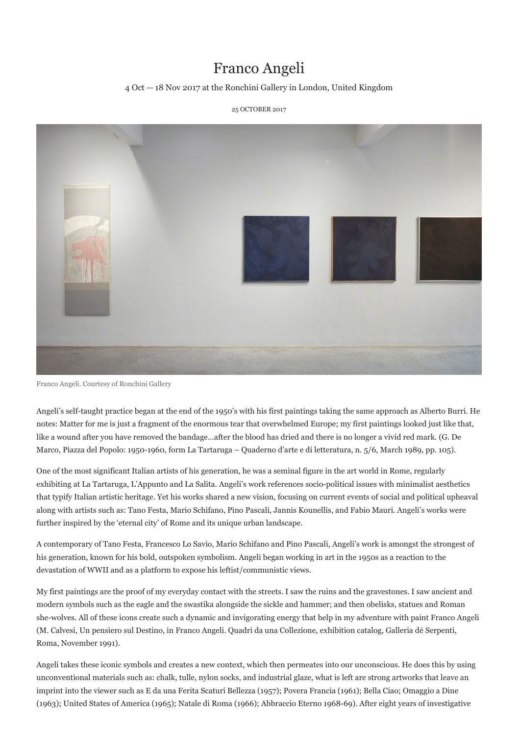# Franco Angeli

4 Oct — 18 Nov 2017 at the Ronchini Gallery in London, United Kingdom

25 OCTOBER 2017

Franco Angeli. Courtesy of Ronchini Gallery

Angeli's self-taught practice began at the end of the 1950's with his first paintings taking the same approach as Alberto Burri. He notes: Matter for me is just a fragment of the enormous tear that overwhelmed Europe; my first paintings looked just like that, like a wound after you have removed the bandage…after the blood has dried and there is no longer a vivid red mark. (G. De Marco, Piazza del Popolo: 1950-1960, form La Tartaruga – Quaderno d'arte e di letteratura, n. 5/6, March 1989, pp. 105).

One of the most significant Italian artists of his generation, he was a seminal figure in the art world in Rome, regularly exhibiting at La Tartaruga, L'Appunto and La Salita. Angeli's work references socio-political issues with minimalist aesthetics that typify Italian artistic heritage. Yet his works shared a new vision, focusing on current events of social and political upheaval along with artists such as: Tano Festa, Mario Schifano, Pino Pascali, Jannis Kounellis, and Fabio Mauri. Angeli's works were further inspired by the 'eternal city' of Rome and its unique urban landscape.

A contemporary of Tano Festa, Francesco Lo Savio, Mario Schifano and Pino Pascali, Angeli's work is amongst the strongest of his generation, known for his bold, outspoken symbolism. Angeli began working in art in the 1950s as a reaction to the devastation of WWII and as a platform to expose his leftist/communistic views.

My first paintings are the proof of my everyday contact with the streets. I saw the ruins and the gravestones. I saw ancient and modern symbols such as the eagle and the swastika alongside the sickle and hammer; and then obelisks, statues and Roman she-wolves. All of these icons create such a dynamic and invigorating energy that help in my adventure with paint Franco Angeli (M. Calvesi, Un pensiero sul Destino, in Franco Angeli. Quadri da una Collezione, exhibition catalog, Galleria dé Serpenti, Roma, November 1991).

Angeli takes these iconic symbols and creates a new context, which then permeates into our unconscious. He does this by using unconventional materials such as: chalk, tulle, nylon socks, and industrial glaze, what is left are strong artworks that leave an imprint into the viewer such as E da una Ferita Scaturí Bellezza (1957); Povera Francia (1961); Bella Ciao; Omaggio a Dine (1963); United States of America (1965); Natale di Roma (1966); Abbraccio Eterno 1968-69). After eight years of investigative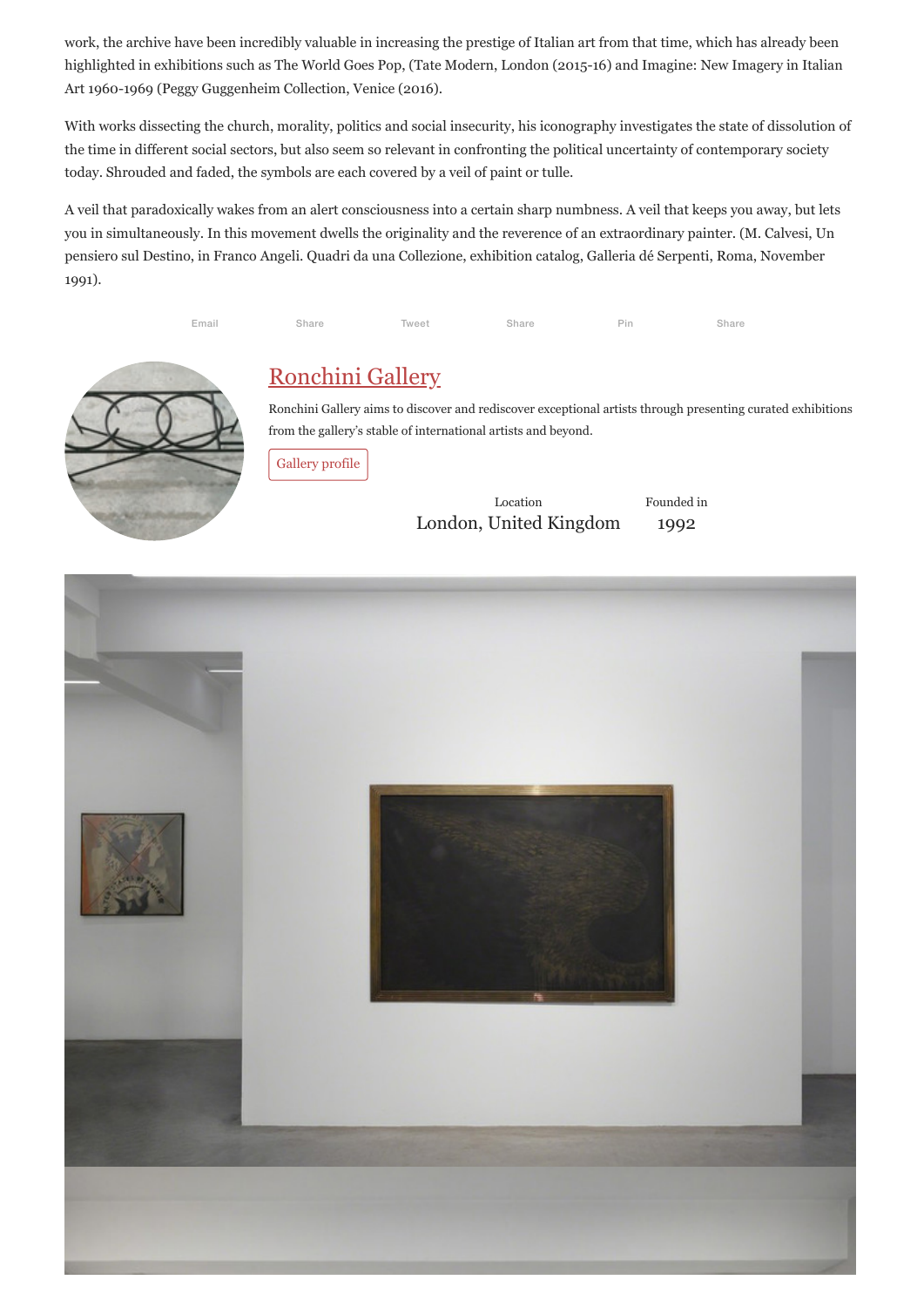work, the archive have been incredibly valuable in increasing the prestige of Italian art from that time, which has already been highlighted in exhibitions such as The World Goes Pop, (Tate Modern, London (2015-16) and Imagine: New Imagery in Italian Art 1960-1969 (Peggy Guggenheim Collection, Venice (2016).

With works dissecting the church, morality, politics and social insecurity, his iconography investigates the state of dissolution of the time in different social sectors, but also seem so relevant in confronting the political uncertainty of contemporary society today. Shrouded and faded, the symbols are each covered by a veil of paint or tulle.

A veil that paradoxically wakes from an alert consciousness into a certain sharp numbness. A veil that keeps you away, but lets you in simultaneously. In this movement dwells the originality and the reverence of an extraordinary painter. (M. Calvesi, Un pensiero sul Destino, in Franco Angeli. Quadri da una Collezione, exhibition catalog, Galleria dé Serpenti, Roma, November 1991).

Email Share Tweet Share Pin Share

## Ronchini Gallery

Ronchini Gallery aims to discover and rediscover exceptional artists through presenting curated exhibitions from the gallery's stable of international artists and beyond.

Gallery profile

Location
London, United Kingdom

Founded in
1992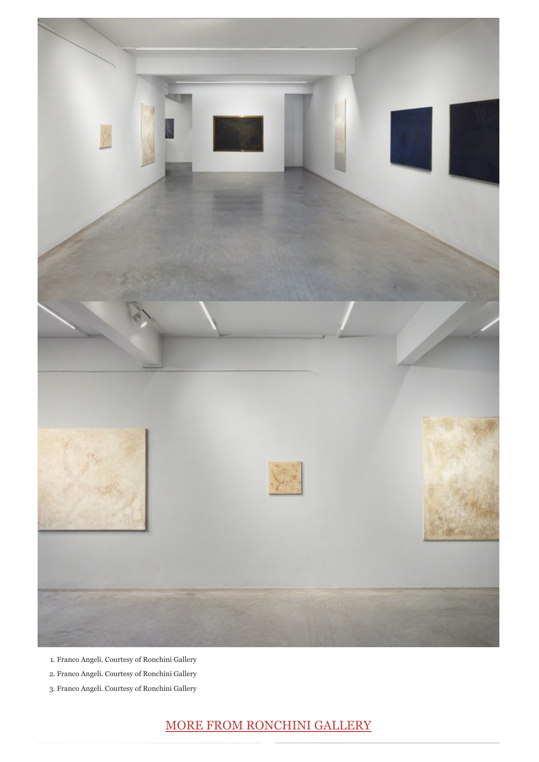1. Franco Angeli. Courtesy of Ronchini Gallery
2. Franco Angeli. Courtesy of Ronchini Gallery
3. Franco Angeli. Courtesy of Ronchini Gallery

MORE FROM RONCHINI GALLERY